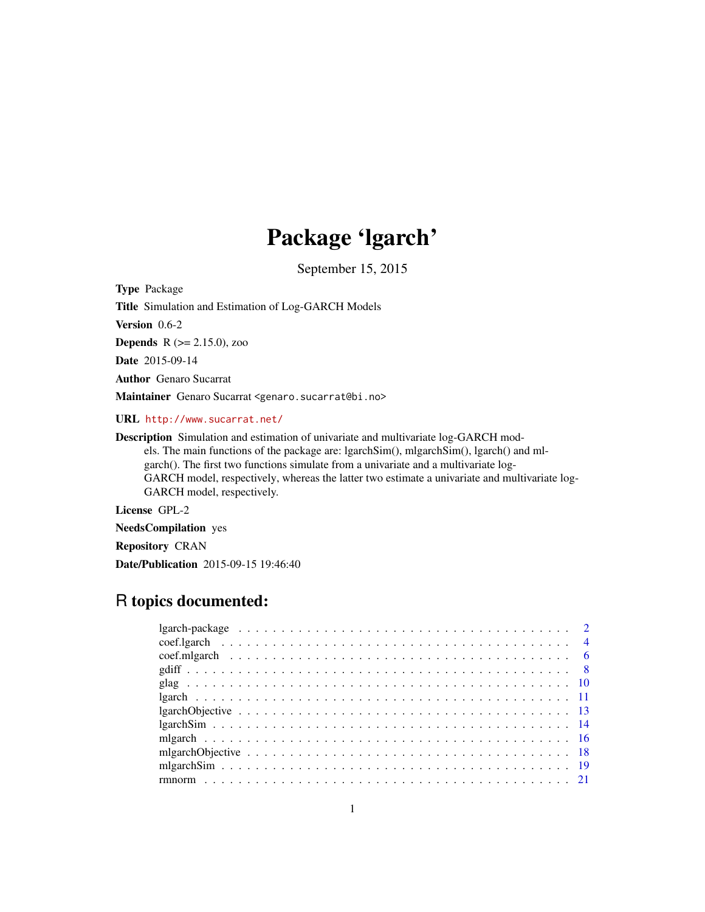# Package 'lgarch'

September 15, 2015

**Type** Package

**Title** Simulation and Estimation of Log-GARCH Models

**Version** 0.6-2

**Depends** R (>= 2.15.0), zoo

**Date** 2015-09-14

**Author** Genaro Sucarrat

**Maintainer** Genaro Sucarrat <genaro.sucarrat@bi.no>

**URL** http://www.sucarrat.net/

**Description** Simulation and estimation of univariate and multivariate log-GARCH models. The main functions of the package are: lgarchSim(), mlgarchSim(), lgarch() and mlgarch(). The first two functions simulate from a univariate and a multivariate log-GARCH model, respectively, whereas the latter two estimate a univariate and multivariate log-GARCH model, respectively.

**License** GPL-2

**NeedsCompilation** yes

**Repository** CRAN

**Date/Publication** 2015-09-15 19:46:40

## R topics documented:

| | |
|---|---|
| lgarch-package | 2 |
| coef.lgarch | 4 |
| coef.mlgarch | 6 |
| gdiff | 8 |
| glag | 10 |
| lgarch | 11 |
| lgarchObjective | 13 |
| lgarchSim | 14 |
| mlgarch | 16 |
| mlgarchObjective | 18 |
| mlgarchSim | 19 |
| rmnorm | 21 |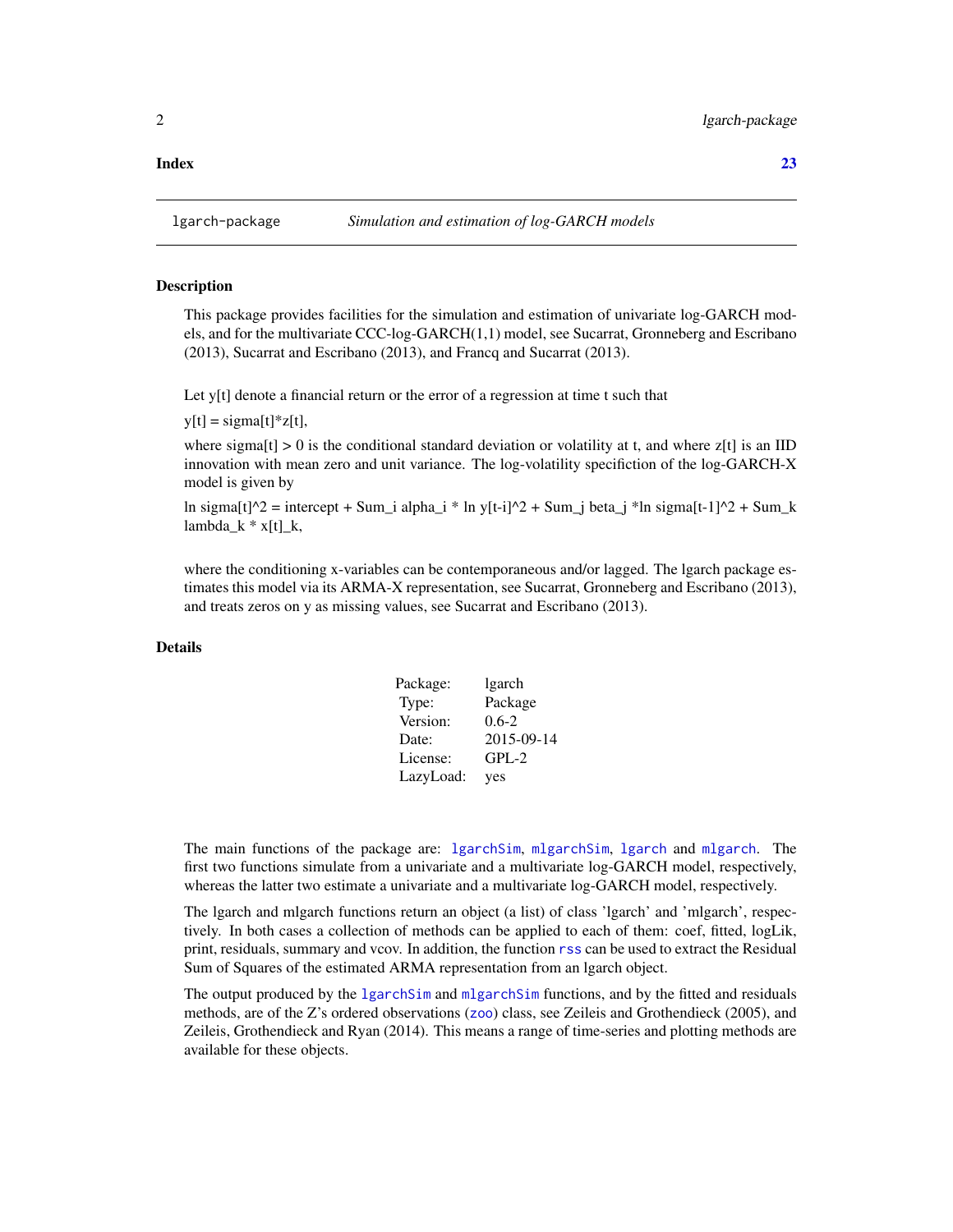**Index** **23**

---

lgarch-package *Simulation and estimation of log-GARCH models*

---

## Description

This package provides facilities for the simulation and estimation of univariate log-GARCH models, and for the multivariate CCC-log-GARCH(1,1) model, see Sucarrat, Gronneberg and Escribano (2013), Sucarrat and Escribano (2013), and Francq and Sucarrat (2013).

Let y[t] denote a financial return or the error of a regression at time t such that

y[t] = sigma[t]*z[t],

where sigma[t] > 0 is the conditional standard deviation or volatility at t, and where z[t] is an IID innovation with mean zero and unit variance. The log-volatility specifiction of the log-GARCH-X model is given by

ln sigma[t]^2 = intercept + Sum_i alpha_i * ln y[t-i]^2 + Sum_j beta_j *ln sigma[t-1]^2 + Sum_k lambda_k * x[t]_k,

where the conditioning x-variables can be contemporaneous and/or lagged. The lgarch package estimates this model via its ARMA-X representation, see Sucarrat, Gronneberg and Escribano (2013), and treats zeros on y as missing values, see Sucarrat and Escribano (2013).

## Details

| | |
|---|---|
| Package: | lgarch |
| Type: | Package |
| Version: | 0.6-2 |
| Date: | 2015-09-14 |
| License: | GPL-2 |
| LazyLoad: | yes |

The main functions of the package are: `lgarchSim`, `mlgarchSim`, `lgarch` and `mlgarch`. The first two functions simulate from a univariate and a multivariate log-GARCH model, respectively, whereas the latter two estimate a univariate and a multivariate log-GARCH model, respectively.

The lgarch and mlgarch functions return an object (a list) of class 'lgarch' and 'mlgarch', respectively. In both cases a collection of methods can be applied to each of them: coef, fitted, logLik, print, residuals, summary and vcov. In addition, the function `rss` can be used to extract the Residual Sum of Squares of the estimated ARMA representation from an lgarch object.

The output produced by the `lgarchSim` and `mlgarchSim` functions, and by the fitted and residuals methods, are of the Z's ordered observations (`zoo`) class, see Zeileis and Grothendieck (2005), and Zeileis, Grothendieck and Ryan (2014). This means a range of time-series and plotting methods are available for these objects.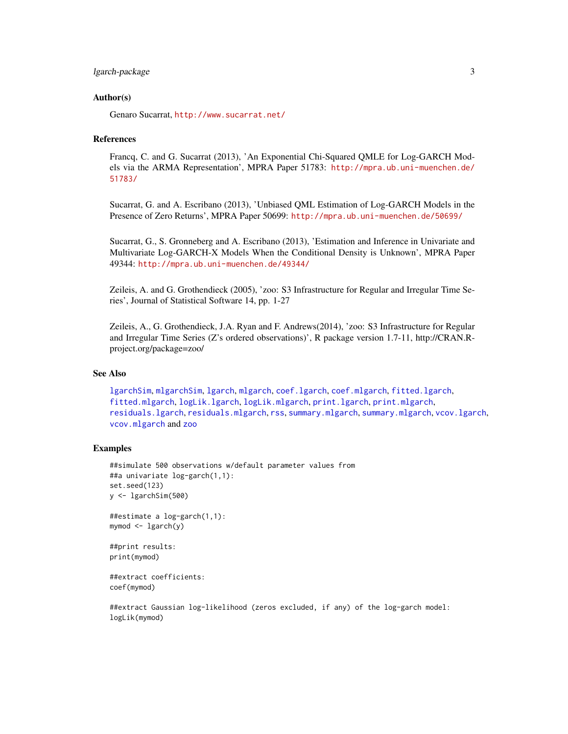## Author(s)

Genaro Sucarrat, http://www.sucarrat.net/

## References

Francq, C. and G. Sucarrat (2013), 'An Exponential Chi-Squared QMLE for Log-GARCH Models via the ARMA Representation', MPRA Paper 51783: http://mpra.ub.uni-muenchen.de/51783/

Sucarrat, G. and A. Escribano (2013), 'Unbiased QML Estimation of Log-GARCH Models in the Presence of Zero Returns', MPRA Paper 50699: http://mpra.ub.uni-muenchen.de/50699/

Sucarrat, G., S. Gronneberg and A. Escribano (2013), 'Estimation and Inference in Univariate and Multivariate Log-GARCH-X Models When the Conditional Density is Unknown', MPRA Paper 49344: http://mpra.ub.uni-muenchen.de/49344/

Zeileis, A. and G. Grothendieck (2005), 'zoo: S3 Infrastructure for Regular and Irregular Time Series', Journal of Statistical Software 14, pp. 1-27

Zeileis, A., G. Grothendieck, J.A. Ryan and F. Andrews(2014), 'zoo: S3 Infrastructure for Regular and Irregular Time Series (Z's ordered observations)', R package version 1.7-11, http://CRAN.R-project.org/package=zoo/

## See Also

lgarchSim, mlgarchSim, lgarch, mlgarch, coef.lgarch, coef.mlgarch, fitted.lgarch, fitted.mlgarch, logLik.lgarch, logLik.mlgarch, print.lgarch, print.mlgarch, residuals.lgarch, residuals.mlgarch, rss, summary.mlgarch, summary.mlgarch, vcov.lgarch, vcov.mlgarch and zoo

## Examples

```
##simulate 500 observations w/default parameter values from
##a univariate log-garch(1,1):
set.seed(123)
y <- lgarchSim(500)

##estimate a log-garch(1,1):
mymod <- lgarch(y)

##print results:
print(mymod)

##extract coefficients:
coef(mymod)

##extract Gaussian log-likelihood (zeros excluded, if any) of the log-garch model:
logLik(mymod)
```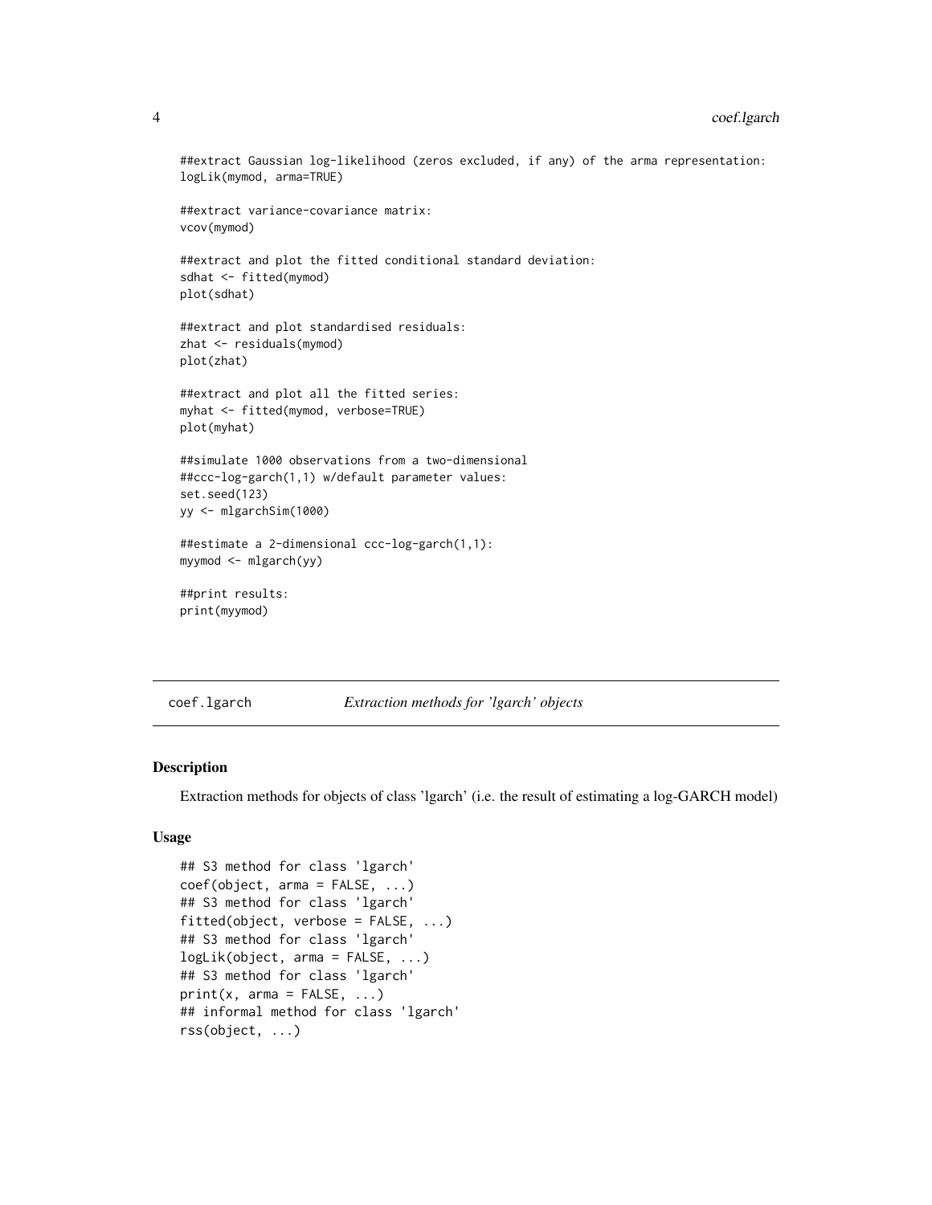```
##extract Gaussian log-likelihood (zeros excluded, if any) of the arma representation:
logLik(mymod, arma=TRUE)

##extract variance-covariance matrix:
vcov(mymod)

##extract and plot the fitted conditional standard deviation:
sdhat <- fitted(mymod)
plot(sdhat)

##extract and plot standardised residuals:
zhat <- residuals(mymod)
plot(zhat)

##extract and plot all the fitted series:
myhat <- fitted(mymod, verbose=TRUE)
plot(myhat)

##simulate 1000 observations from a two-dimensional
##ccc-log-garch(1,1) w/default parameter values:
set.seed(123)
yy <- mlgarchSim(1000)

##estimate a 2-dimensional ccc-log-garch(1,1):
myymod <- mlgarch(yy)

##print results:
print(myymod)
```

---

## coef.lgarch — *Extraction methods for 'lgarch' objects*

---

### Description

Extraction methods for objects of class 'lgarch' (i.e. the result of estimating a log-GARCH model)

### Usage

```
## S3 method for class 'lgarch'
coef(object, arma = FALSE, ...)
## S3 method for class 'lgarch'
fitted(object, verbose = FALSE, ...)
## S3 method for class 'lgarch'
logLik(object, arma = FALSE, ...)
## S3 method for class 'lgarch'
print(x, arma = FALSE, ...)
## informal method for class 'lgarch'
rss(object, ...)
```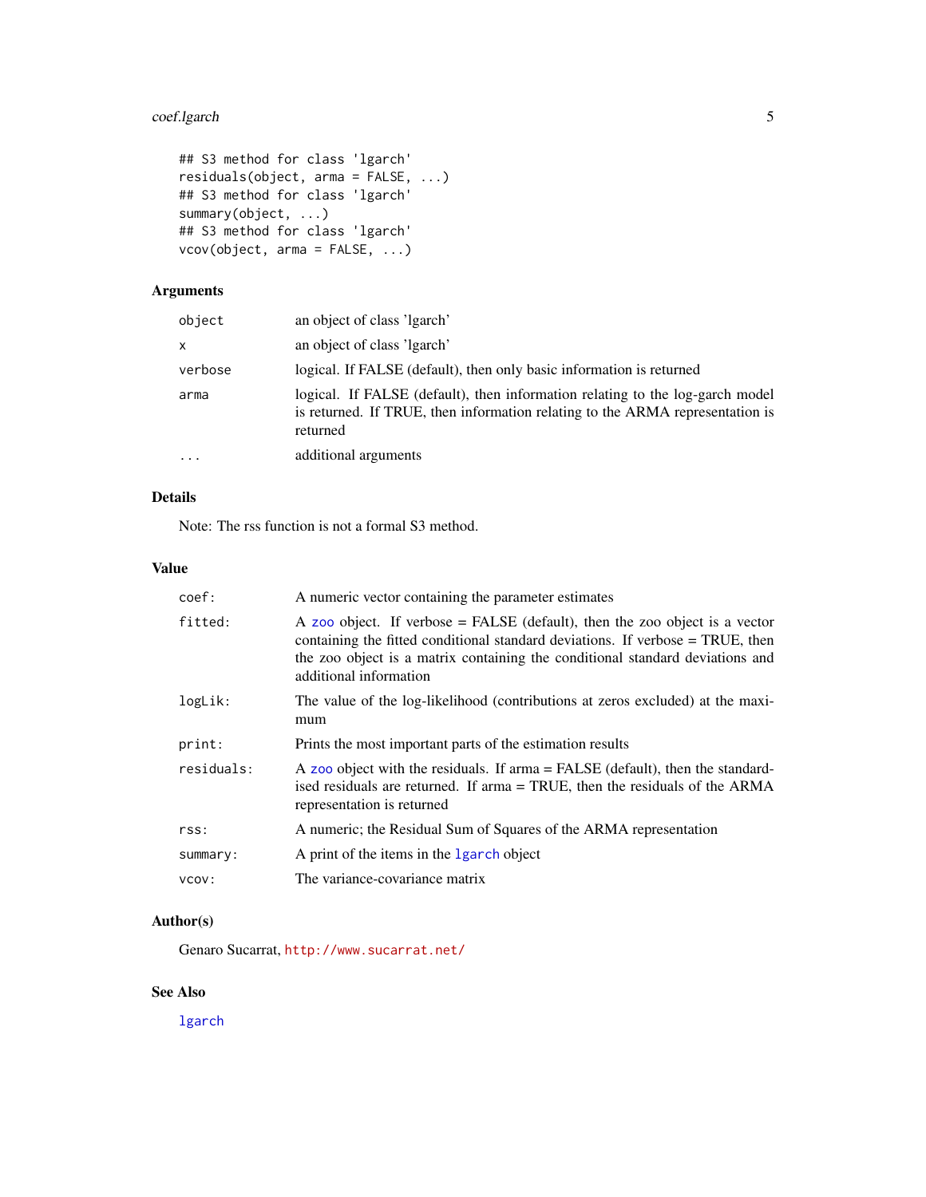```
## S3 method for class 'lgarch'
residuals(object, arma = FALSE, ...)
## S3 method for class 'lgarch'
summary(object, ...)
## S3 method for class 'lgarch'
vcov(object, arma = FALSE, ...)
```

## Arguments

| | |
|---|---|
| `object` | an object of class 'lgarch' |
| `x` | an object of class 'lgarch' |
| `verbose` | logical. If FALSE (default), then only basic information is returned |
| `arma` | logical. If FALSE (default), then information relating to the log-garch model is returned. If TRUE, then information relating to the ARMA representation is returned |
| `...` | additional arguments |

## Details

Note: The rss function is not a formal S3 method.

## Value

| | |
|---|---|
| `coef:` | A numeric vector containing the parameter estimates |
| `fitted:` | A `zoo` object. If verbose = FALSE (default), then the zoo object is a vector containing the fitted conditional standard deviations. If verbose = TRUE, then the zoo object is a matrix containing the conditional standard deviations and additional information |
| `logLik:` | The value of the log-likelihood (contributions at zeros excluded) at the maximum |
| `print:` | Prints the most important parts of the estimation results |
| `residuals:` | A `zoo` object with the residuals. If arma = FALSE (default), then the standardised residuals are returned. If arma = TRUE, then the residuals of the ARMA representation is returned |
| `rss:` | A numeric; the Residual Sum of Squares of the ARMA representation |
| `summary:` | A print of the items in the `lgarch` object |
| `vcov:` | The variance-covariance matrix |

## Author(s)

Genaro Sucarrat, http://www.sucarrat.net/

## See Also

`lgarch`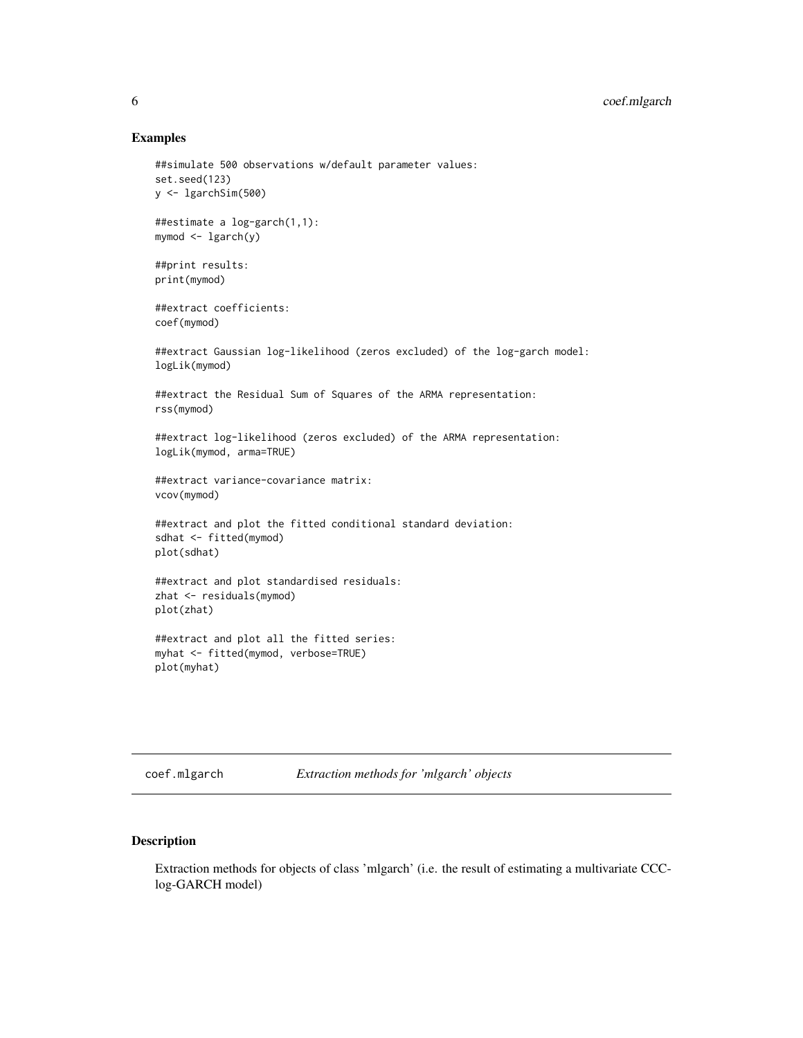## Examples

```
##simulate 500 observations w/default parameter values:
set.seed(123)
y <- lgarchSim(500)

##estimate a log-garch(1,1):
mymod <- lgarch(y)

##print results:
print(mymod)

##extract coefficients:
coef(mymod)

##extract Gaussian log-likelihood (zeros excluded) of the log-garch model:
logLik(mymod)

##extract the Residual Sum of Squares of the ARMA representation:
rss(mymod)

##extract log-likelihood (zeros excluded) of the ARMA representation:
logLik(mymod, arma=TRUE)

##extract variance-covariance matrix:
vcov(mymod)

##extract and plot the fitted conditional standard deviation:
sdhat <- fitted(mymod)
plot(sdhat)

##extract and plot standardised residuals:
zhat <- residuals(mymod)
plot(zhat)

##extract and plot all the fitted series:
myhat <- fitted(mymod, verbose=TRUE)
plot(myhat)
```

---

`coef.mlgarch` *Extraction methods for 'mlgarch' objects*

---

## Description

Extraction methods for objects of class 'mlgarch' (i.e. the result of estimating a multivariate CCC-log-GARCH model)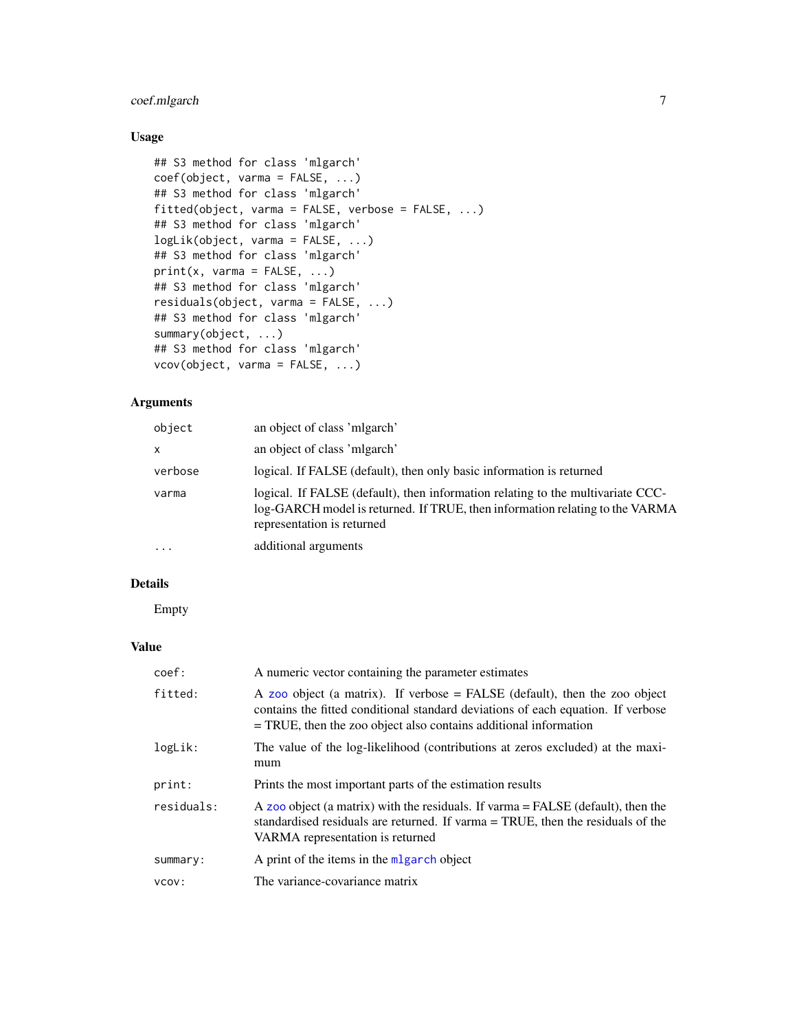## Usage

```
## S3 method for class 'mlgarch'
coef(object, varma = FALSE, ...)
## S3 method for class 'mlgarch'
fitted(object, varma = FALSE, verbose = FALSE, ...)
## S3 method for class 'mlgarch'
logLik(object, varma = FALSE, ...)
## S3 method for class 'mlgarch'
print(x, varma = FALSE, ...)
## S3 method for class 'mlgarch'
residuals(object, varma = FALSE, ...)
## S3 method for class 'mlgarch'
summary(object, ...)
## S3 method for class 'mlgarch'
vcov(object, varma = FALSE, ...)
```

## Arguments

| | |
|---|---|
| `object` | an object of class 'mlgarch' |
| `x` | an object of class 'mlgarch' |
| `verbose` | logical. If FALSE (default), then only basic information is returned |
| `varma` | logical. If FALSE (default), then information relating to the multivariate CCC-log-GARCH model is returned. If TRUE, then information relating to the VARMA representation is returned |
| `...` | additional arguments |

## Details

Empty

## Value

| | |
|---|---|
| `coef:` | A numeric vector containing the parameter estimates |
| `fitted:` | A zoo object (a matrix). If verbose = FALSE (default), then the zoo object contains the fitted conditional standard deviations of each equation. If verbose = TRUE, then the zoo object also contains additional information |
| `logLik:` | The value of the log-likelihood (contributions at zeros excluded) at the maximum |
| `print:` | Prints the most important parts of the estimation results |
| `residuals:` | A zoo object (a matrix) with the residuals. If varma = FALSE (default), then the standardised residuals are returned. If varma = TRUE, then the residuals of the VARMA representation is returned |
| `summary:` | A print of the items in the mlgarch object |
| `vcov:` | The variance-covariance matrix |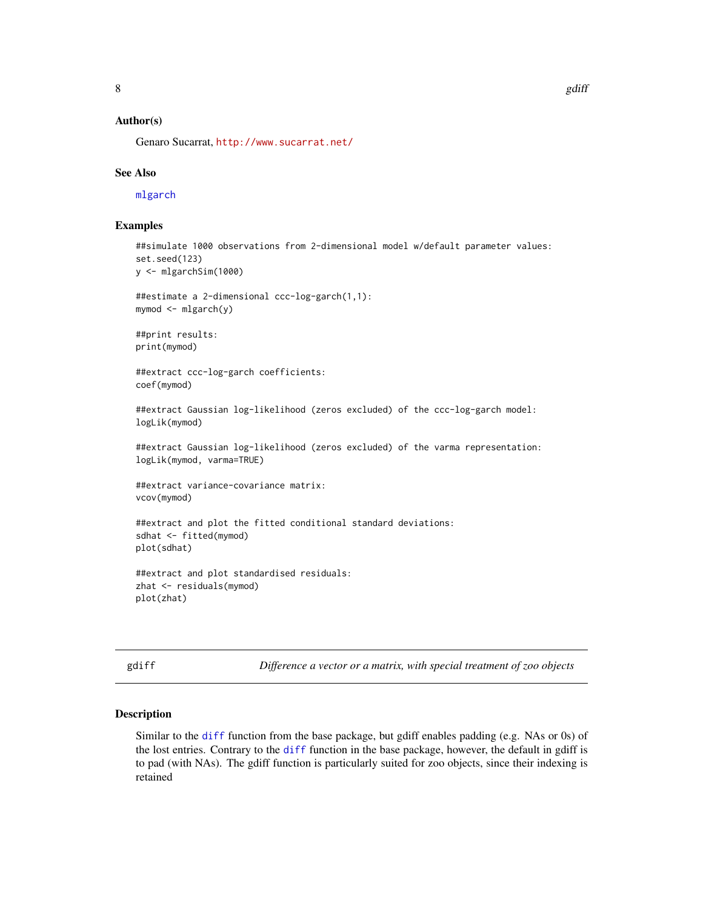### Author(s)

Genaro Sucarrat, http://www.sucarrat.net/

### See Also

mlgarch

### Examples

```
##simulate 1000 observations from 2-dimensional model w/default parameter values:
set.seed(123)
y <- mlgarchSim(1000)

##estimate a 2-dimensional ccc-log-garch(1,1):
mymod <- mlgarch(y)

##print results:
print(mymod)

##extract ccc-log-garch coefficients:
coef(mymod)

##extract Gaussian log-likelihood (zeros excluded) of the ccc-log-garch model:
logLik(mymod)

##extract Gaussian log-likelihood (zeros excluded) of the varma representation:
logLik(mymod, varma=TRUE)

##extract variance-covariance matrix:
vcov(mymod)

##extract and plot the fitted conditional standard deviations:
sdhat <- fitted(mymod)
plot(sdhat)

##extract and plot standardised residuals:
zhat <- residuals(mymod)
plot(zhat)
```

---

## gdiff — *Difference a vector or a matrix, with special treatment of zoo objects*

### Description

Similar to the diff function from the base package, but gdiff enables padding (e.g. NAs or 0s) of the lost entries. Contrary to the diff function in the base package, however, the default in gdiff is to pad (with NAs). The gdiff function is particularly suited for zoo objects, since their indexing is retained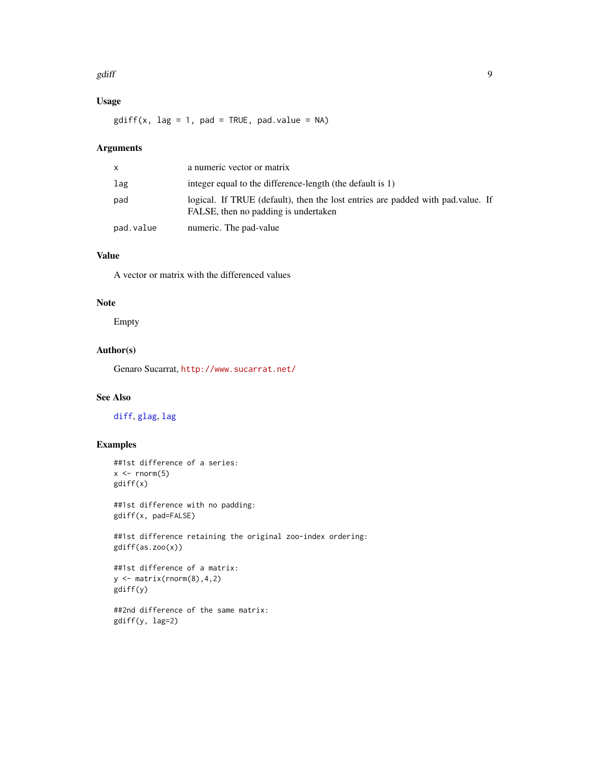### Usage

```
gdiff(x, lag = 1, pad = TRUE, pad.value = NA)
```

### Arguments

| | |
|---|---|
| `x` | a numeric vector or matrix |
| `lag` | integer equal to the difference-length (the default is 1) |
| `pad` | logical. If TRUE (default), then the lost entries are padded with pad.value. If FALSE, then no padding is undertaken |
| `pad.value` | numeric. The pad-value |

### Value

A vector or matrix with the differenced values

### Note

Empty

### Author(s)

Genaro Sucarrat, http://www.sucarrat.net/

### See Also

`diff`, `glag`, `lag`

### Examples

```
##1st difference of a series:
x <- rnorm(5)
gdiff(x)

##1st difference with no padding:
gdiff(x, pad=FALSE)

##1st difference retaining the original zoo-index ordering:
gdiff(as.zoo(x))

##1st difference of a matrix:
y <- matrix(rnorm(8),4,2)
gdiff(y)

##2nd difference of the same matrix:
gdiff(y, lag=2)
```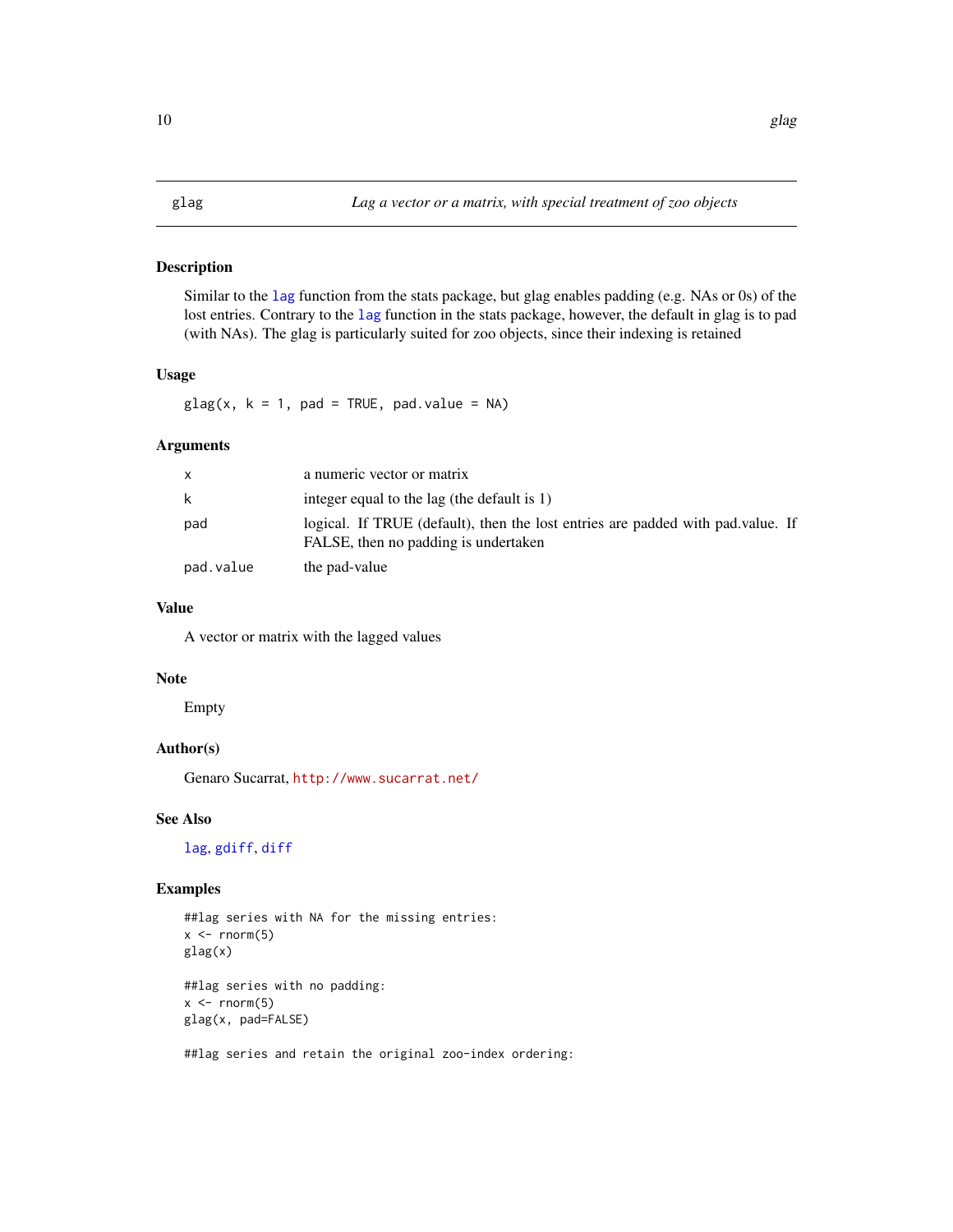# glag — *Lag a vector or a matrix, with special treatment of zoo objects*

## Description

Similar to the lag function from the stats package, but glag enables padding (e.g. NAs or 0s) of the lost entries. Contrary to the lag function in the stats package, however, the default in glag is to pad (with NAs). The glag is particularly suited for zoo objects, since their indexing is retained

## Usage

```
glag(x, k = 1, pad = TRUE, pad.value = NA)
```

## Arguments

| | |
|---|---|
| `x` | a numeric vector or matrix |
| `k` | integer equal to the lag (the default is 1) |
| `pad` | logical. If TRUE (default), then the lost entries are padded with pad.value. If FALSE, then no padding is undertaken |
| `pad.value` | the pad-value |

## Value

A vector or matrix with the lagged values

## Note

Empty

## Author(s)

Genaro Sucarrat, http://www.sucarrat.net/

## See Also

lag, gdiff, diff

## Examples

```
##lag series with NA for the missing entries:
x <- rnorm(5)
glag(x)

##lag series with no padding:
x <- rnorm(5)
glag(x, pad=FALSE)

##lag series and retain the original zoo-index ordering:
```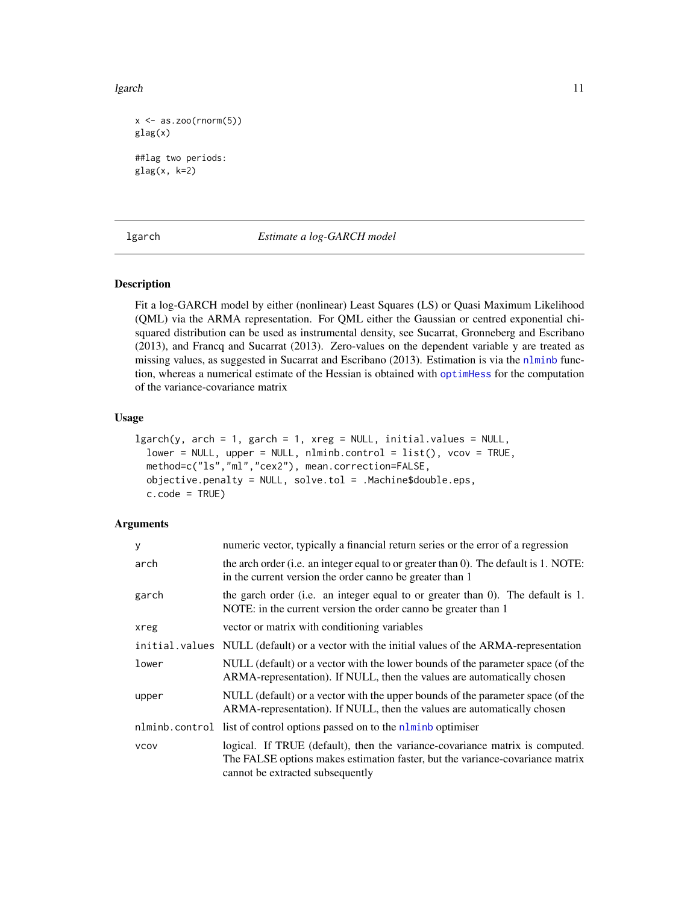```
x <- as.zoo(rnorm(5))
glag(x)

##lag two periods:
glag(x, k=2)
```

---

## lgarch — *Estimate a log-GARCH model*

---

### Description

Fit a log-GARCH model by either (nonlinear) Least Squares (LS) or Quasi Maximum Likelihood (QML) via the ARMA representation. For QML either the Gaussian or centred exponential chi-squared distribution can be used as instrumental density, see Sucarrat, Gronneberg and Escribano (2013), and Francq and Sucarrat (2013). Zero-values on the dependent variable y are treated as missing values, as suggested in Sucarrat and Escribano (2013). Estimation is via the `nlminb` function, whereas a numerical estimate of the Hessian is obtained with `optimHess` for the computation of the variance-covariance matrix

### Usage

```
lgarch(y, arch = 1, garch = 1, xreg = NULL, initial.values = NULL,
  lower = NULL, upper = NULL, nlminb.control = list(), vcov = TRUE,
  method=c("ls","ml","cex2"), mean.correction=FALSE,
  objective.penalty = NULL, solve.tol = .Machine$double.eps,
  c.code = TRUE)
```

### Arguments

| | |
|---|---|
| `y` | numeric vector, typically a financial return series or the error of a regression |
| `arch` | the arch order (i.e. an integer equal to or greater than 0). The default is 1. NOTE: in the current version the order canno be greater than 1 |
| `garch` | the garch order (i.e. an integer equal to or greater than 0). The default is 1. NOTE: in the current version the order canno be greater than 1 |
| `xreg` | vector or matrix with conditioning variables |
| `initial.values` | NULL (default) or a vector with the initial values of the ARMA-representation |
| `lower` | NULL (default) or a vector with the lower bounds of the parameter space (of the ARMA-representation). If NULL, then the values are automatically chosen |
| `upper` | NULL (default) or a vector with the upper bounds of the parameter space (of the ARMA-representation). If NULL, then the values are automatically chosen |
| `nlminb.control` | list of control options passed on to the `nlminb` optimiser |
| `vcov` | logical. If TRUE (default), then the variance-covariance matrix is computed. The FALSE options makes estimation faster, but the variance-covariance matrix cannot be extracted subsequently |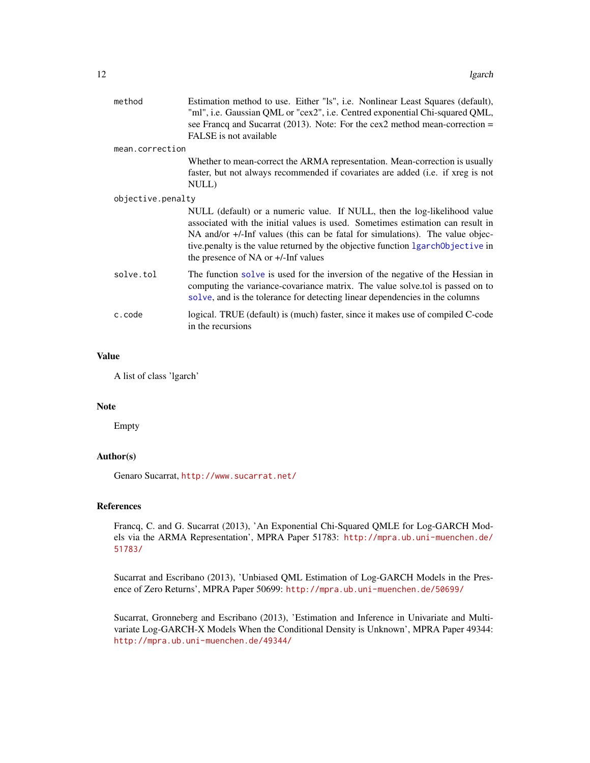| | |
|---|---|
| `method` | Estimation method to use. Either "ls", i.e. Nonlinear Least Squares (default), "ml", i.e. Gaussian QML or "cex2", i.e. Centred exponential Chi-squared QML, see Francq and Sucarrat (2013). Note: For the cex2 method mean-correction = FALSE is not available |
| `mean.correction` | Whether to mean-correct the ARMA representation. Mean-correction is usually faster, but not always recommended if covariates are added (i.e. if xreg is not NULL) |
| `objective.penalty` | NULL (default) or a numeric value. If NULL, then the log-likelihood value associated with the initial values is used. Sometimes estimation can result in NA and/or +/-Inf values (this can be fatal for simulations). The value objective.penalty is the value returned by the objective function `lgarchObjective` in the presence of NA or +/-Inf values |
| `solve.tol` | The function `solve` is used for the inversion of the negative of the Hessian in computing the variance-covariance matrix. The value solve.tol is passed on to `solve`, and is the tolerance for detecting linear dependencies in the columns |
| `c.code` | logical. TRUE (default) is (much) faster, since it makes use of compiled C-code in the recursions |

## Value

A list of class 'lgarch'

## Note

Empty

## Author(s)

Genaro Sucarrat, http://www.sucarrat.net/

## References

Francq, C. and G. Sucarrat (2013), 'An Exponential Chi-Squared QMLE for Log-GARCH Models via the ARMA Representation', MPRA Paper 51783: http://mpra.ub.uni-muenchen.de/51783/

Sucarrat and Escribano (2013), 'Unbiased QML Estimation of Log-GARCH Models in the Presence of Zero Returns', MPRA Paper 50699: http://mpra.ub.uni-muenchen.de/50699/

Sucarrat, Gronneberg and Escribano (2013), 'Estimation and Inference in Univariate and Multivariate Log-GARCH-X Models When the Conditional Density is Unknown', MPRA Paper 49344: http://mpra.ub.uni-muenchen.de/49344/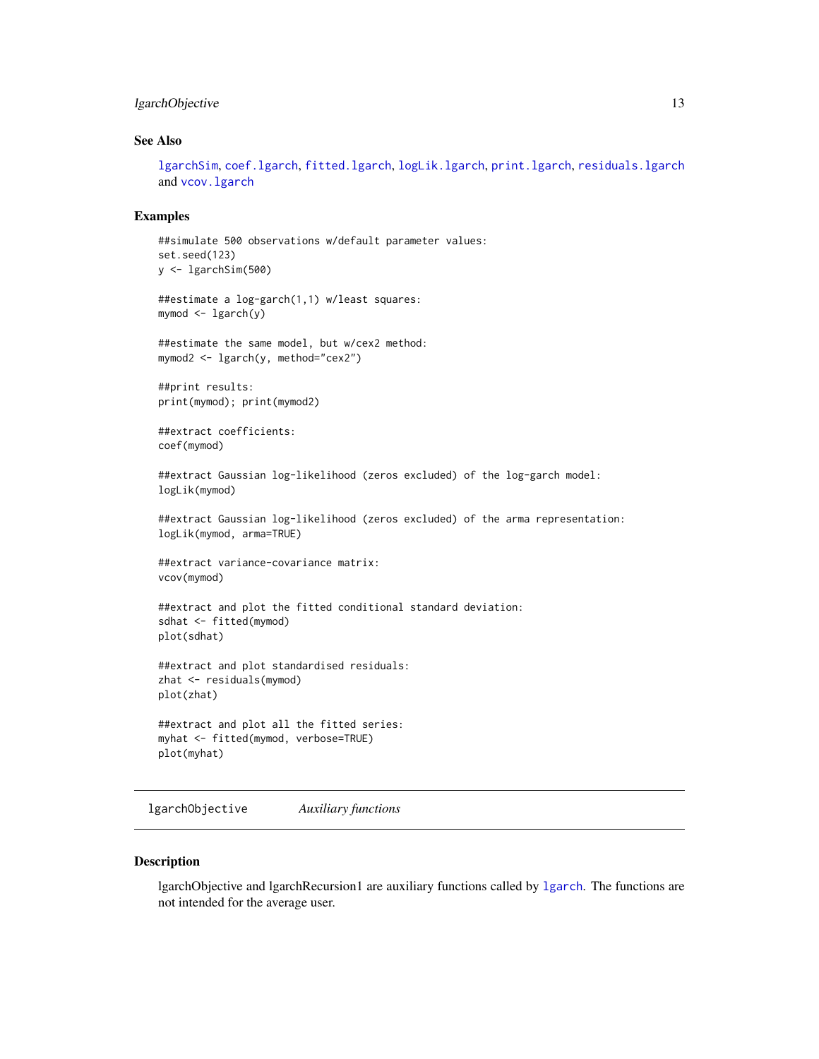## See Also

lgarchSim, coef.lgarch, fitted.lgarch, logLik.lgarch, print.lgarch, residuals.lgarch and vcov.lgarch

## Examples

```
##simulate 500 observations w/default parameter values:
set.seed(123)
y <- lgarchSim(500)

##estimate a log-garch(1,1) w/least squares:
mymod <- lgarch(y)

##estimate the same model, but w/cex2 method:
mymod2 <- lgarch(y, method="cex2")

##print results:
print(mymod); print(mymod2)

##extract coefficients:
coef(mymod)

##extract Gaussian log-likelihood (zeros excluded) of the log-garch model:
logLik(mymod)

##extract Gaussian log-likelihood (zeros excluded) of the arma representation:
logLik(mymod, arma=TRUE)

##extract variance-covariance matrix:
vcov(mymod)

##extract and plot the fitted conditional standard deviation:
sdhat <- fitted(mymod)
plot(sdhat)

##extract and plot standardised residuals:
zhat <- residuals(mymod)
plot(zhat)

##extract and plot all the fitted series:
myhat <- fitted(mymod, verbose=TRUE)
plot(myhat)
```

---

# lgarchObjective *Auxiliary functions*

---

## Description

lgarchObjective and lgarchRecursion1 are auxiliary functions called by lgarch. The functions are not intended for the average user.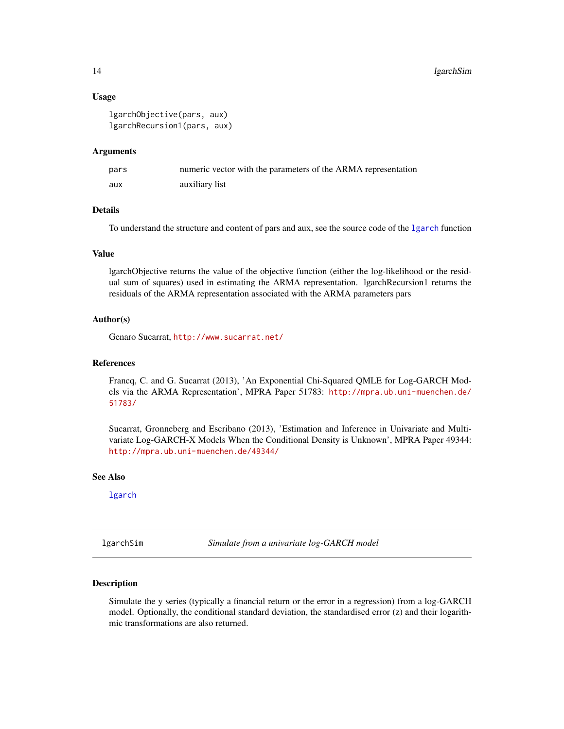### Usage

```
lgarchObjective(pars, aux)
lgarchRecursion1(pars, aux)
```

### Arguments

| | |
|---|---|
| pars | numeric vector with the parameters of the ARMA representation |
| aux | auxiliary list |

### Details

To understand the structure and content of pars and aux, see the source code of the lgarch function

### Value

lgarchObjective returns the value of the objective function (either the log-likelihood or the residual sum of squares) used in estimating the ARMA representation. lgarchRecursion1 returns the residuals of the ARMA representation associated with the ARMA parameters pars

### Author(s)

Genaro Sucarrat, http://www.sucarrat.net/

### References

Francq, C. and G. Sucarrat (2013), 'An Exponential Chi-Squared QMLE for Log-GARCH Models via the ARMA Representation', MPRA Paper 51783: http://mpra.ub.uni-muenchen.de/51783/

Sucarrat, Gronneberg and Escribano (2013), 'Estimation and Inference in Univariate and Multivariate Log-GARCH-X Models When the Conditional Density is Unknown', MPRA Paper 49344: http://mpra.ub.uni-muenchen.de/49344/

### See Also

lgarch

---

## lgarchSim — *Simulate from a univariate log-GARCH model*

### Description

Simulate the y series (typically a financial return or the error in a regression) from a log-GARCH model. Optionally, the conditional standard deviation, the standardised error (z) and their logarithmic transformations are also returned.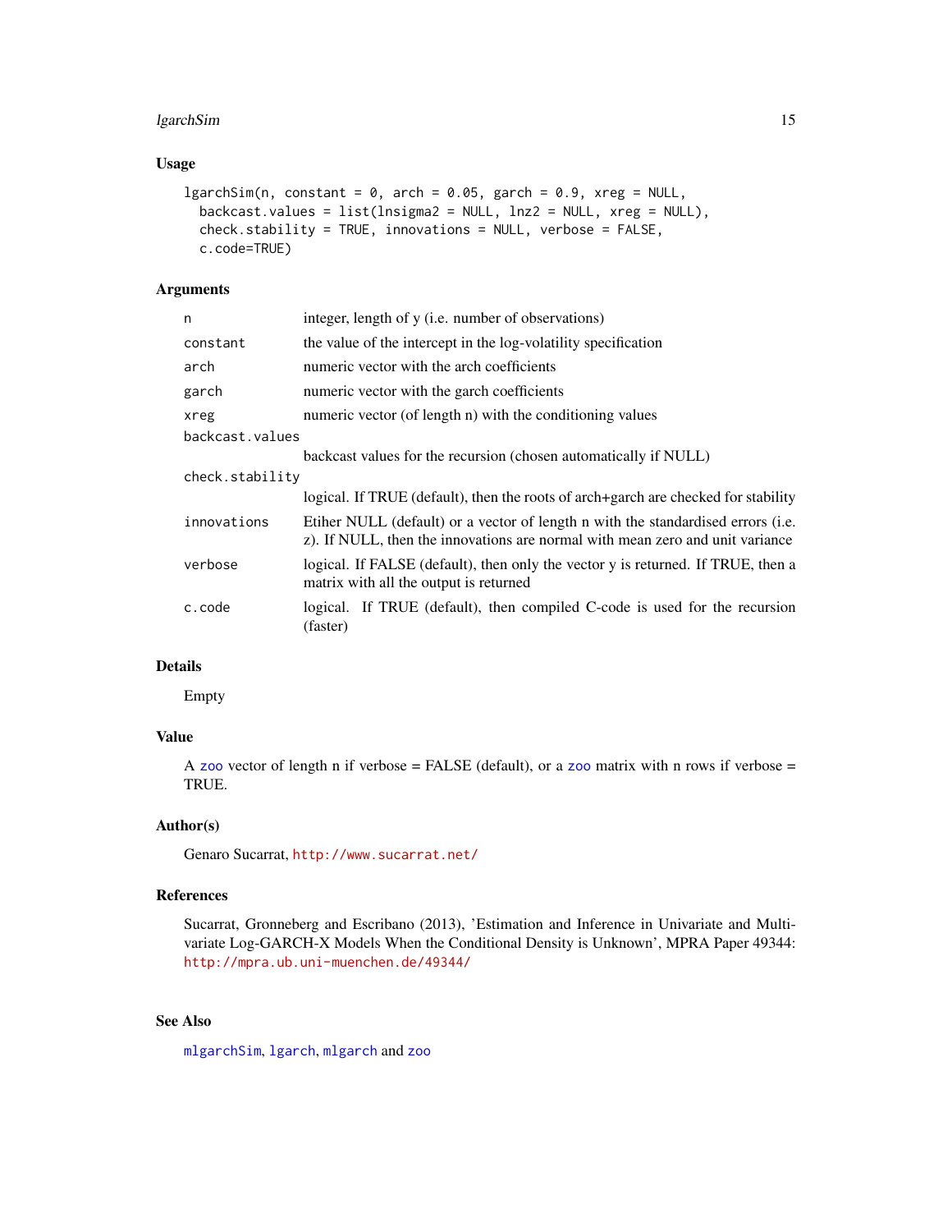### Usage

```
lgarchSim(n, constant = 0, arch = 0.05, garch = 0.9, xreg = NULL,
  backcast.values = list(lnsigma2 = NULL, lnz2 = NULL, xreg = NULL),
  check.stability = TRUE, innovations = NULL, verbose = FALSE,
  c.code=TRUE)
```

### Arguments

| | |
|---|---|
| `n` | integer, length of y (i.e. number of observations) |
| `constant` | the value of the intercept in the log-volatility specification |
| `arch` | numeric vector with the arch coefficients |
| `garch` | numeric vector with the garch coefficients |
| `xreg` | numeric vector (of length n) with the conditioning values |
| `backcast.values` | backcast values for the recursion (chosen automatically if NULL) |
| `check.stability` | logical. If TRUE (default), then the roots of arch+garch are checked for stability |
| `innovations` | Etiher NULL (default) or a vector of length n with the standardised errors (i.e. z). If NULL, then the innovations are normal with mean zero and unit variance |
| `verbose` | logical. If FALSE (default), then only the vector y is returned. If TRUE, then a matrix with all the output is returned |
| `c.code` | logical. If TRUE (default), then compiled C-code is used for the recursion (faster) |

### Details

Empty

### Value

A zoo vector of length n if verbose = FALSE (default), or a zoo matrix with n rows if verbose = TRUE.

### Author(s)

Genaro Sucarrat, http://www.sucarrat.net/

### References

Sucarrat, Gronneberg and Escribano (2013), 'Estimation and Inference in Univariate and Multivariate Log-GARCH-X Models When the Conditional Density is Unknown', MPRA Paper 49344: http://mpra.ub.uni-muenchen.de/49344/

### See Also

mlgarchSim, lgarch, mlgarch and zoo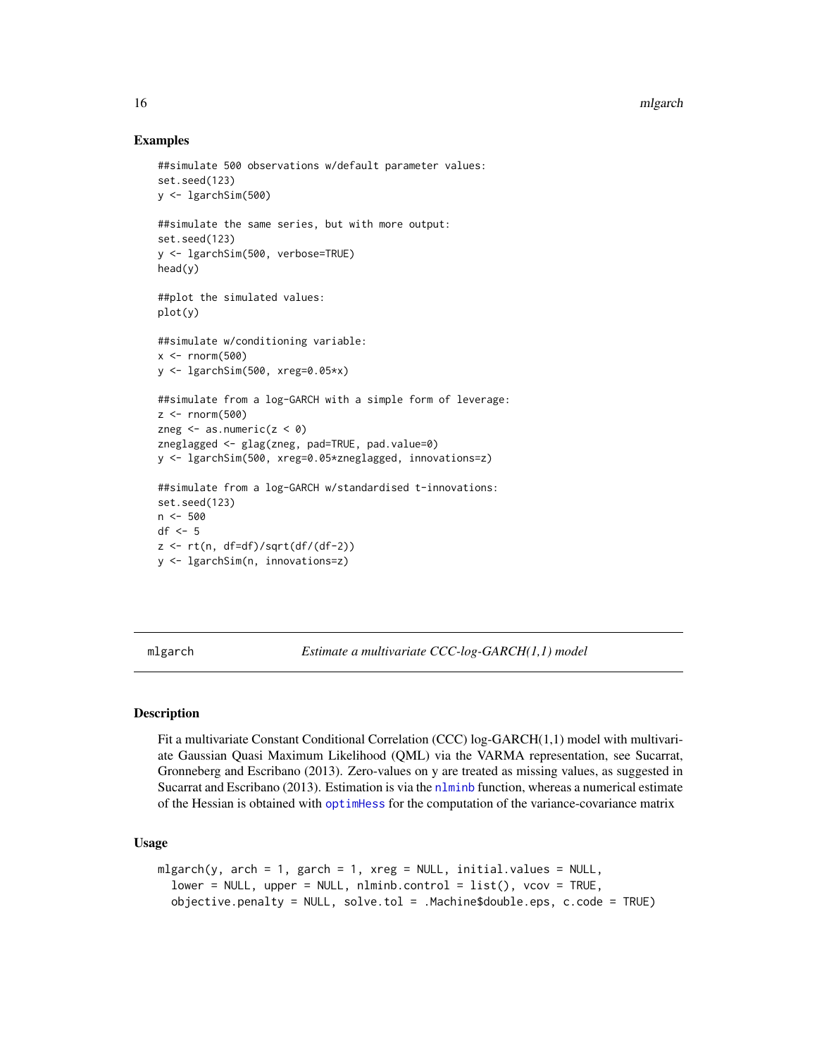## Examples

```
##simulate 500 observations w/default parameter values:
set.seed(123)
y <- lgarchSim(500)

##simulate the same series, but with more output:
set.seed(123)
y <- lgarchSim(500, verbose=TRUE)
head(y)

##plot the simulated values:
plot(y)

##simulate w/conditioning variable:
x <- rnorm(500)
y <- lgarchSim(500, xreg=0.05*x)

##simulate from a log-GARCH with a simple form of leverage:
z <- rnorm(500)
zneg <- as.numeric(z < 0)
zneglagged <- glag(zneg, pad=TRUE, pad.value=0)
y <- lgarchSim(500, xreg=0.05*zneglagged, innovations=z)

##simulate from a log-GARCH w/standardised t-innovations:
set.seed(123)
n <- 500
df <- 5
z <- rt(n, df=df)/sqrt(df/(df-2))
y <- lgarchSim(n, innovations=z)
```

---

# mlgarch — *Estimate a multivariate CCC-log-GARCH(1,1) model*

---

## Description

Fit a multivariate Constant Conditional Correlation (CCC) log-GARCH(1,1) model with multivariate Gaussian Quasi Maximum Likelihood (QML) via the VARMA representation, see Sucarrat, Gronneberg and Escribano (2013). Zero-values on y are treated as missing values, as suggested in Sucarrat and Escribano (2013). Estimation is via the nlminb function, whereas a numerical estimate of the Hessian is obtained with optimHess for the computation of the variance-covariance matrix

## Usage

```
mlgarch(y, arch = 1, garch = 1, xreg = NULL, initial.values = NULL,
  lower = NULL, upper = NULL, nlminb.control = list(), vcov = TRUE,
  objective.penalty = NULL, solve.tol = .Machine$double.eps, c.code = TRUE)
```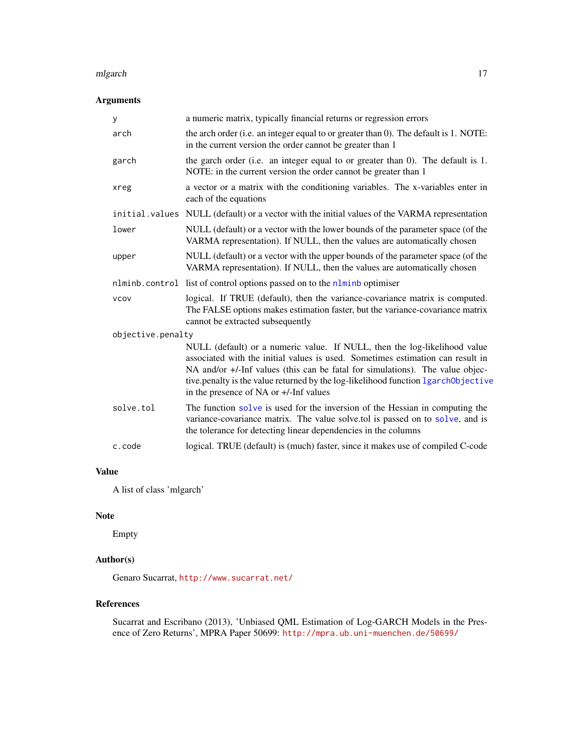## Arguments

| | |
|---|---|
| `y` | a numeric matrix, typically financial returns or regression errors |
| `arch` | the arch order (i.e. an integer equal to or greater than 0). The default is 1. NOTE: in the current version the order cannot be greater than 1 |
| `garch` | the garch order (i.e. an integer equal to or greater than 0). The default is 1. NOTE: in the current version the order cannot be greater than 1 |
| `xreg` | a vector or a matrix with the conditioning variables. The x-variables enter in each of the equations |
| `initial.values` | NULL (default) or a vector with the initial values of the VARMA representation |
| `lower` | NULL (default) or a vector with the lower bounds of the parameter space (of the VARMA representation). If NULL, then the values are automatically chosen |
| `upper` | NULL (default) or a vector with the upper bounds of the parameter space (of the VARMA representation). If NULL, then the values are automatically chosen |
| `nlminb.control` | list of control options passed on to the `nlminb` optimiser |
| `vcov` | logical. If TRUE (default), then the variance-covariance matrix is computed. The FALSE options makes estimation faster, but the variance-covariance matrix cannot be extracted subsequently |
| `objective.penalty` | NULL (default) or a numeric value. If NULL, then the log-likelihood value associated with the initial values is used. Sometimes estimation can result in NA and/or +/-Inf values (this can be fatal for simulations). The value objective.penalty is the value returned by the log-likelihood function `lgarchObjective` in the presence of NA or +/-Inf values |
| `solve.tol` | The function `solve` is used for the inversion of the Hessian in computing the variance-covariance matrix. The value solve.tol is passed on to `solve`, and is the tolerance for detecting linear dependencies in the columns |
| `c.code` | logical. TRUE (default) is (much) faster, since it makes use of compiled C-code |

## Value

A list of class 'mlgarch'

## Note

Empty

## Author(s)

Genaro Sucarrat, http://www.sucarrat.net/

## References

Sucarrat and Escribano (2013), 'Unbiased QML Estimation of Log-GARCH Models in the Presence of Zero Returns', MPRA Paper 50699: http://mpra.ub.uni-muenchen.de/50699/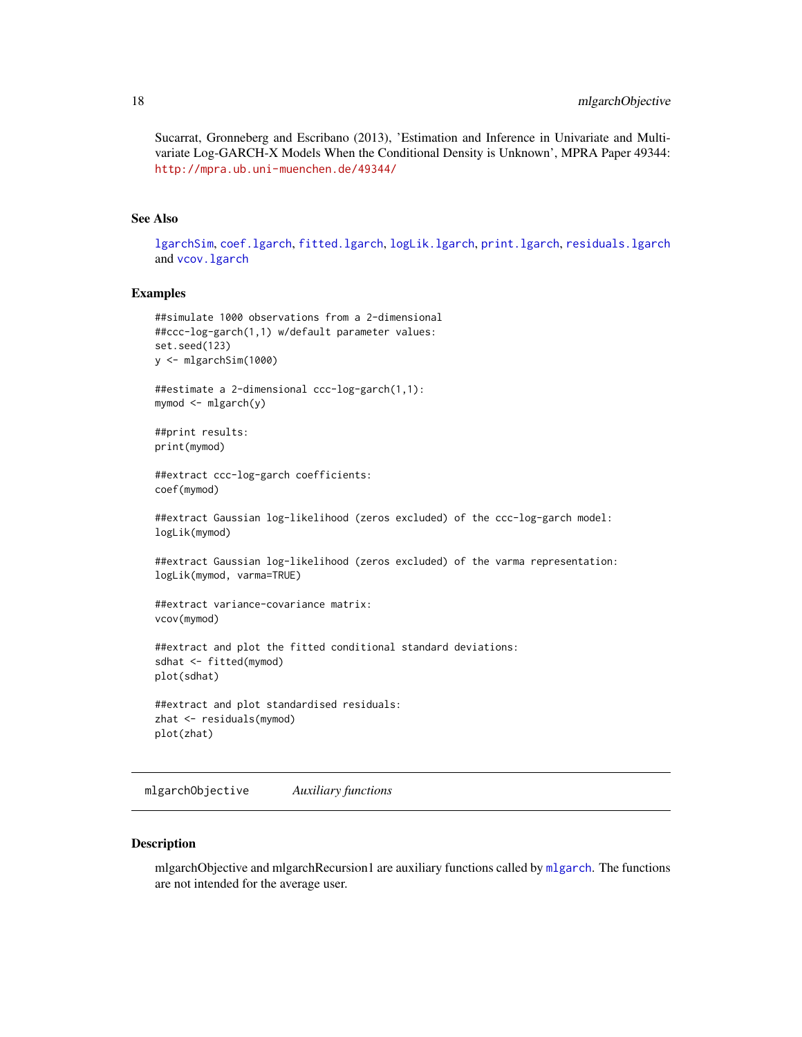Sucarrat, Gronneberg and Escribano (2013), 'Estimation and Inference in Univariate and Multivariate Log-GARCH-X Models When the Conditional Density is Unknown', MPRA Paper 49344: http://mpra.ub.uni-muenchen.de/49344/

### See Also

`lgarchSim`, `coef.lgarch`, `fitted.lgarch`, `logLik.lgarch`, `print.lgarch`, `residuals.lgarch` and `vcov.lgarch`

### Examples

```
##simulate 1000 observations from a 2-dimensional
##ccc-log-garch(1,1) w/default parameter values:
set.seed(123)
y <- mlgarchSim(1000)

##estimate a 2-dimensional ccc-log-garch(1,1):
mymod <- mlgarch(y)

##print results:
print(mymod)

##extract ccc-log-garch coefficients:
coef(mymod)

##extract Gaussian log-likelihood (zeros excluded) of the ccc-log-garch model:
logLik(mymod)

##extract Gaussian log-likelihood (zeros excluded) of the varma representation:
logLik(mymod, varma=TRUE)

##extract variance-covariance matrix:
vcov(mymod)

##extract and plot the fitted conditional standard deviations:
sdhat <- fitted(mymod)
plot(sdhat)

##extract and plot standardised residuals:
zhat <- residuals(mymod)
plot(zhat)
```

---

## mlgarchObjective *Auxiliary functions*

### Description

mlgarchObjective and mlgarchRecursion1 are auxiliary functions called by `mlgarch`. The functions are not intended for the average user.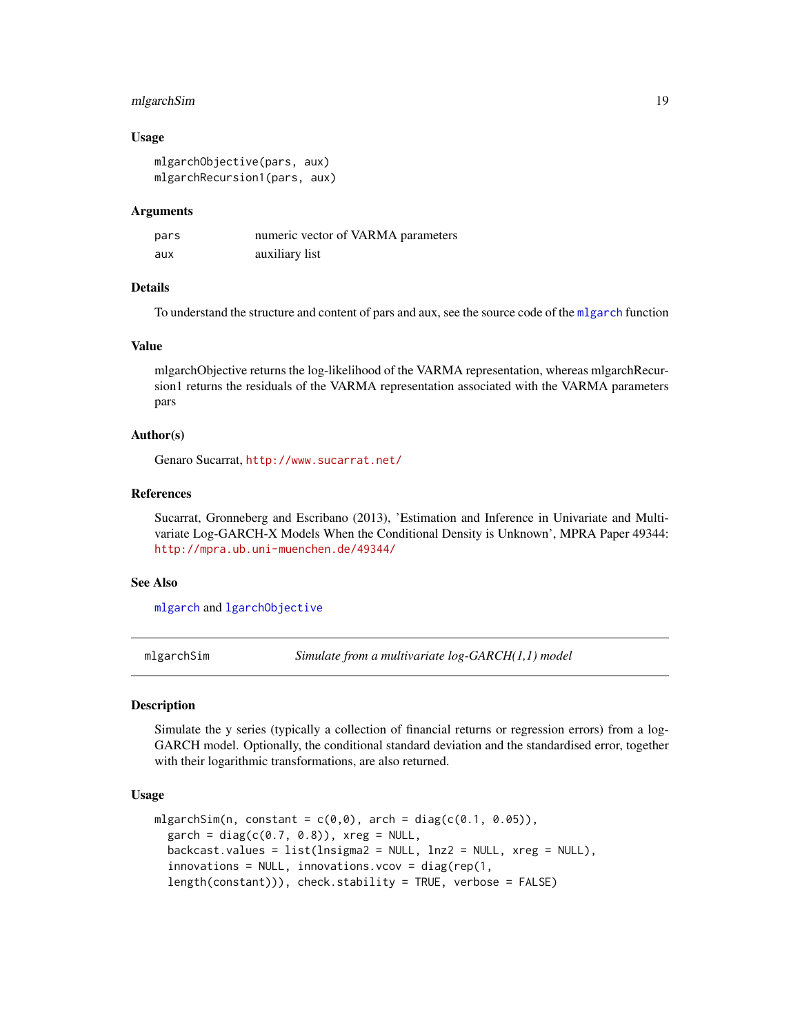### Usage

```
mlgarchObjective(pars, aux)
mlgarchRecursion1(pars, aux)
```

### Arguments

| | |
|---|---|
| pars | numeric vector of VARMA parameters |
| aux | auxiliary list |

### Details

To understand the structure and content of pars and aux, see the source code of the `mlgarch` function

### Value

mlgarchObjective returns the log-likelihood of the VARMA representation, whereas mlgarchRecursion1 returns the residuals of the VARMA representation associated with the VARMA parameters pars

### Author(s)

Genaro Sucarrat, http://www.sucarrat.net/

### References

Sucarrat, Gronneberg and Escribano (2013), 'Estimation and Inference in Univariate and Multivariate Log-GARCH-X Models When the Conditional Density is Unknown', MPRA Paper 49344: http://mpra.ub.uni-muenchen.de/49344/

### See Also

`mlgarch` and `lgarchObjective`

---

## mlgarchSim — *Simulate from a multivariate log-GARCH(1,1) model*

### Description

Simulate the y series (typically a collection of financial returns or regression errors) from a log-GARCH model. Optionally, the conditional standard deviation and the standardised error, together with their logarithmic transformations, are also returned.

### Usage

```
mlgarchSim(n, constant = c(0,0), arch = diag(c(0.1, 0.05)),
  garch = diag(c(0.7, 0.8)), xreg = NULL,
  backcast.values = list(lnsigma2 = NULL, lnz2 = NULL, xreg = NULL),
  innovations = NULL, innovations.vcov = diag(rep(1,
  length(constant))), check.stability = TRUE, verbose = FALSE)
```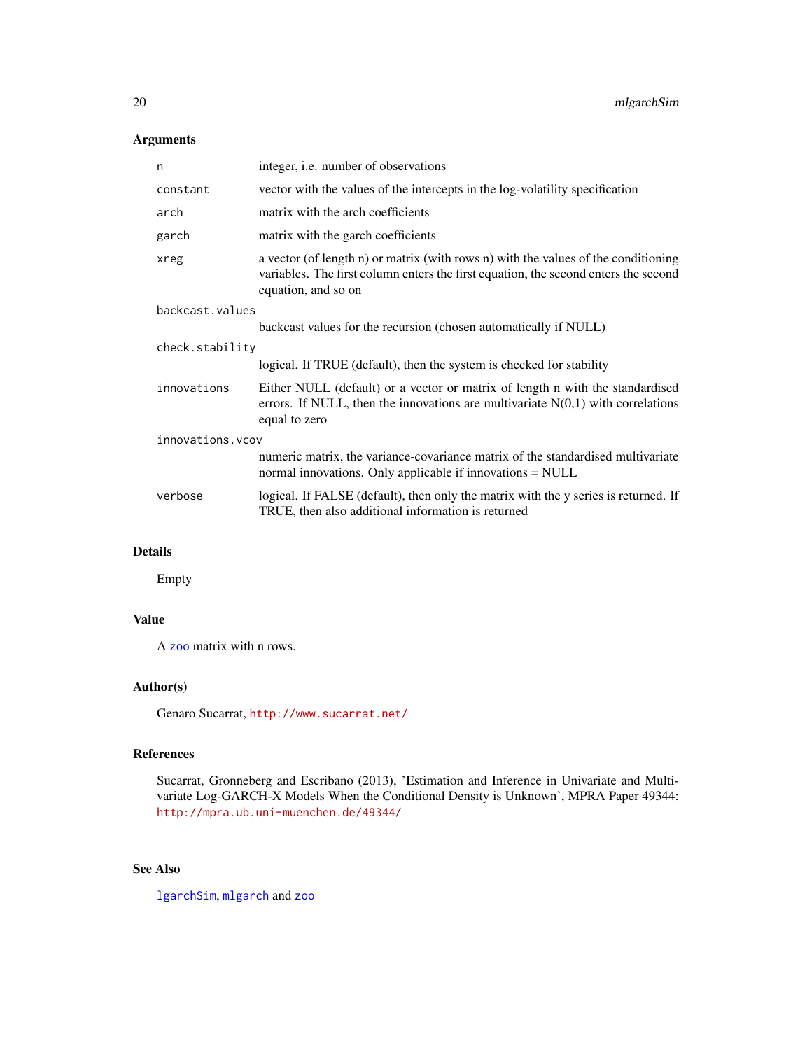## Arguments

| | |
|---|---|
| `n` | integer, i.e. number of observations |
| `constant` | vector with the values of the intercepts in the log-volatility specification |
| `arch` | matrix with the arch coefficients |
| `garch` | matrix with the garch coefficients |
| `xreg` | a vector (of length n) or matrix (with rows n) with the values of the conditioning variables. The first column enters the first equation, the second enters the second equation, and so on |
| `backcast.values` | backcast values for the recursion (chosen automatically if NULL) |
| `check.stability` | logical. If TRUE (default), then the system is checked for stability |
| `innovations` | Either NULL (default) or a vector or matrix of length n with the standardised errors. If NULL, then the innovations are multivariate N(0,1) with correlations equal to zero |
| `innovations.vcov` | numeric matrix, the variance-covariance matrix of the standardised multivariate normal innovations. Only applicable if innovations = NULL |
| `verbose` | logical. If FALSE (default), then only the matrix with the y series is returned. If TRUE, then also additional information is returned |

## Details

Empty

## Value

A `zoo` matrix with n rows.

## Author(s)

Genaro Sucarrat, http://www.sucarrat.net/

## References

Sucarrat, Gronneberg and Escribano (2013), 'Estimation and Inference in Univariate and Multivariate Log-GARCH-X Models When the Conditional Density is Unknown', MPRA Paper 49344: http://mpra.ub.uni-muenchen.de/49344/

## See Also

`lgarchSim`, `mlgarch` and `zoo`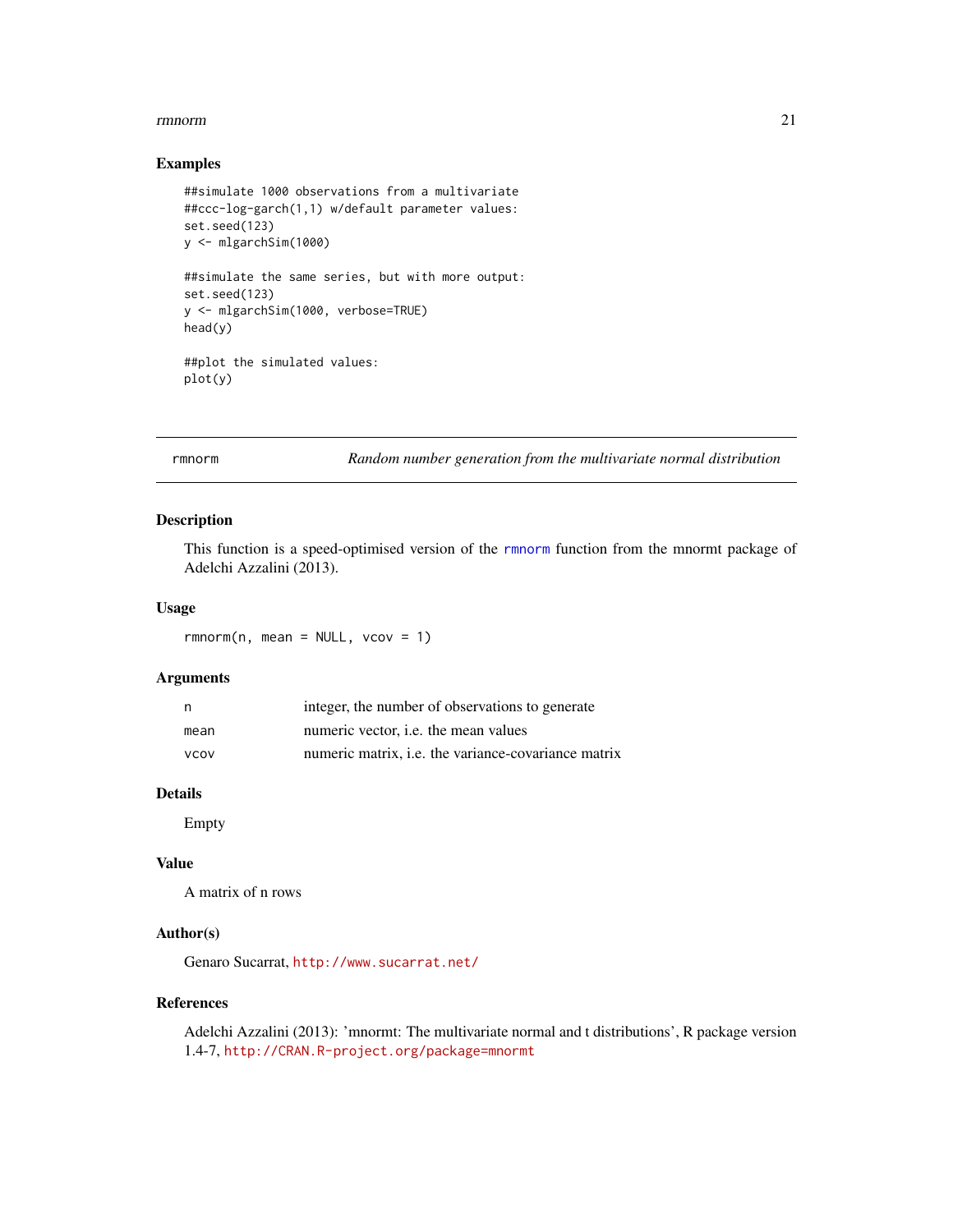## Examples

```
##simulate 1000 observations from a multivariate
##ccc-log-garch(1,1) w/default parameter values:
set.seed(123)
y <- mlgarchSim(1000)

##simulate the same series, but with more output:
set.seed(123)
y <- mlgarchSim(1000, verbose=TRUE)
head(y)

##plot the simulated values:
plot(y)
```

---

# rmnorm *Random number generation from the multivariate normal distribution*

---

## Description

This function is a speed-optimised version of the rmnorm function from the mnormt package of Adelchi Azzalini (2013).

## Usage

```
rmnorm(n, mean = NULL, vcov = 1)
```

## Arguments

| | |
|---|---|
| n | integer, the number of observations to generate |
| mean | numeric vector, i.e. the mean values |
| vcov | numeric matrix, i.e. the variance-covariance matrix |

## Details

Empty

## Value

A matrix of n rows

## Author(s)

Genaro Sucarrat, http://www.sucarrat.net/

## References

Adelchi Azzalini (2013): 'mnormt: The multivariate normal and t distributions', R package version 1.4-7, http://CRAN.R-project.org/package=mnormt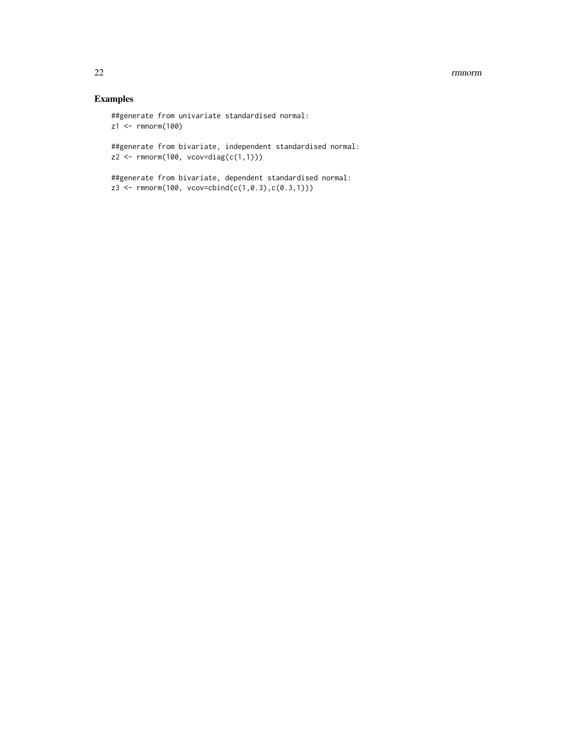## Examples

```
##generate from univariate standardised normal:
z1 <- rmnorm(100)

##generate from bivariate, independent standardised normal:
z2 <- rmnorm(100, vcov=diag(c(1,1)))

##generate from bivariate, dependent standardised normal:
z3 <- rmnorm(100, vcov=cbind(c(1,0.3),c(0.3,1)))
```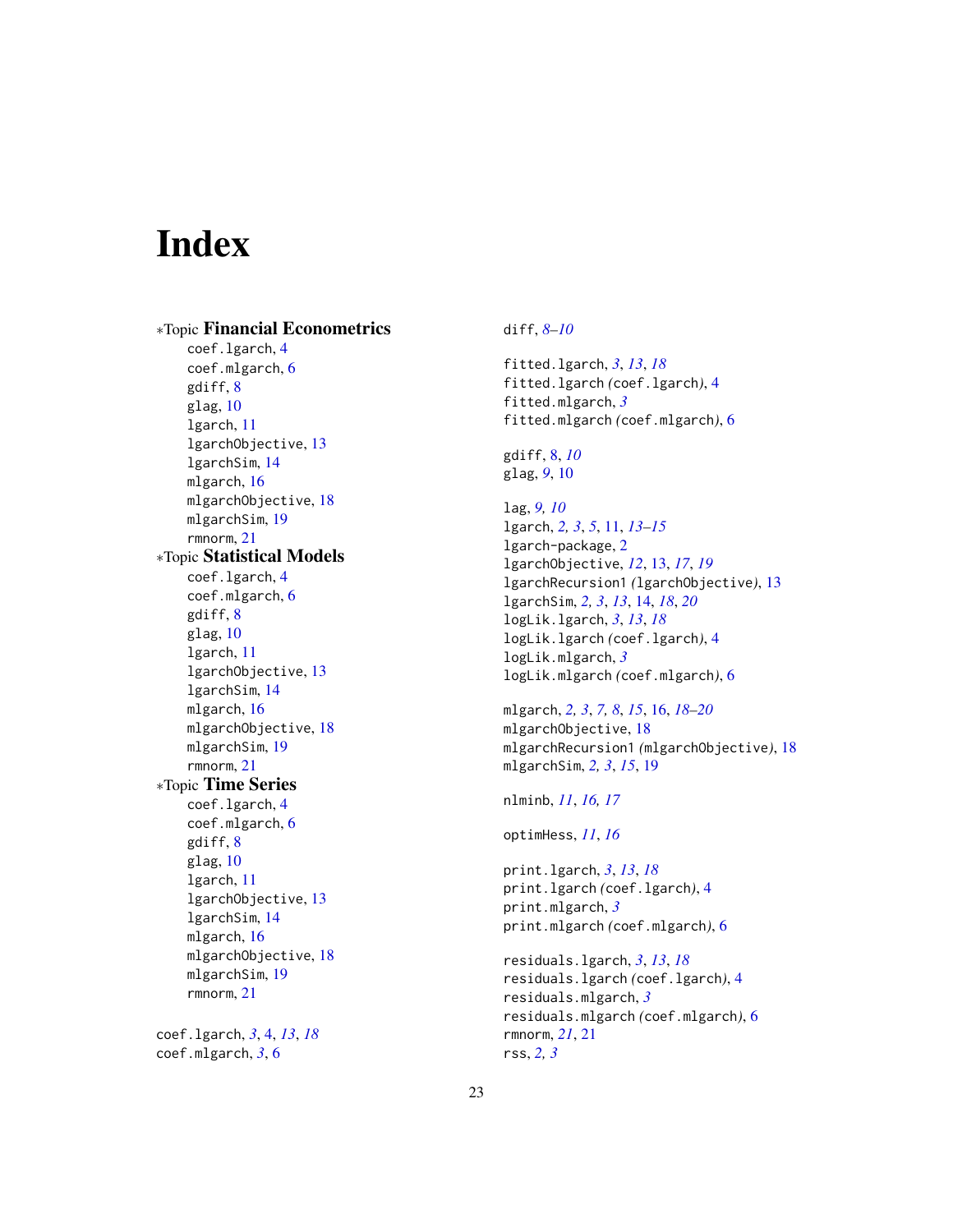# Index

*Topic **Financial Econometrics**
- coef.lgarch, 4
- coef.mlgarch, 6
- gdiff, 8
- glag, 10
- lgarch, 11
- lgarchObjective, 13
- lgarchSim, 14
- mlgarch, 16
- mlgarchObjective, 18
- mlgarchSim, 19
- rmnorm, 21

*Topic **Statistical Models**
- coef.lgarch, 4
- coef.mlgarch, 6
- gdiff, 8
- glag, 10
- lgarch, 11
- lgarchObjective, 13
- lgarchSim, 14
- mlgarch, 16
- mlgarchObjective, 18
- mlgarchSim, 19
- rmnorm, 21

*Topic **Time Series**
- coef.lgarch, 4
- coef.mlgarch, 6
- gdiff, 8
- glag, 10
- lgarch, 11
- lgarchObjective, 13
- lgarchSim, 14
- mlgarch, 16
- mlgarchObjective, 18
- mlgarchSim, 19
- rmnorm, 21

coef.lgarch, *3*, 4, *13*, *18*
coef.mlgarch, *3*, 6

diff, *8–10*

fitted.lgarch, *3*, *13*, *18*
fitted.lgarch *(*coef.lgarch*)*, 4
fitted.mlgarch, *3*
fitted.mlgarch *(*coef.mlgarch*)*, 6

gdiff, 8, *10*
glag, *9*, 10

lag, *9, 10*
lgarch, *2, 3*, *5*, 11, *13–15*
lgarch-package, 2
lgarchObjective, *12*, 13, *17*, *19*
lgarchRecursion1 *(*lgarchObjective*)*, 13
lgarchSim, *2, 3*, *13*, 14, *18*, *20*
logLik.lgarch, *3*, *13*, *18*
logLik.lgarch *(*coef.lgarch*)*, 4
logLik.mlgarch, *3*
logLik.mlgarch *(*coef.mlgarch*)*, 6

mlgarch, *2, 3*, *7, 8*, *15*, 16, *18–20*
mlgarchObjective, 18
mlgarchRecursion1 *(*mlgarchObjective*)*, 18
mlgarchSim, *2, 3*, *15*, 19

nlminb, *11*, *16, 17*

optimHess, *11*, *16*

print.lgarch, *3*, *13*, *18*
print.lgarch *(*coef.lgarch*)*, 4
print.mlgarch, *3*
print.mlgarch *(*coef.mlgarch*)*, 6

residuals.lgarch, *3*, *13*, *18*
residuals.lgarch *(*coef.lgarch*)*, 4
residuals.mlgarch, *3*
residuals.mlgarch *(*coef.mlgarch*)*, 6
rmnorm, *21*, 21
rss, *2, 3*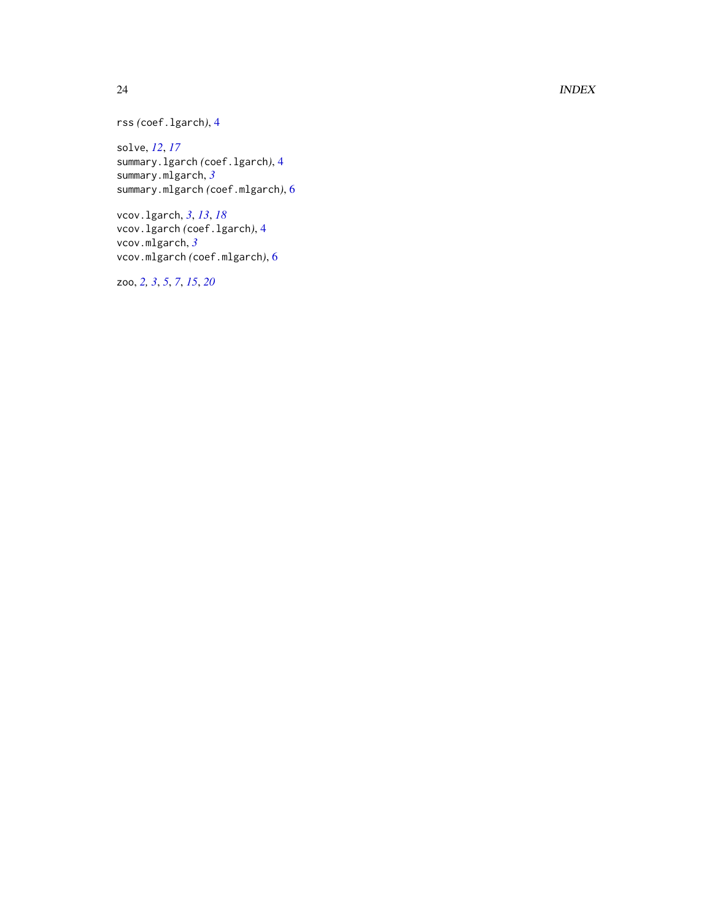rss *(*coef.lgarch*)*, 4

solve, *12*, *17*
summary.lgarch *(*coef.lgarch*)*, 4
summary.mlgarch, *3*
summary.mlgarch *(*coef.mlgarch*)*, 6

vcov.lgarch, *3*, *13*, *18*
vcov.lgarch *(*coef.lgarch*)*, 4
vcov.mlgarch, *3*
vcov.mlgarch *(*coef.mlgarch*)*, 6

zoo, *2, 3*, *5*, *7*, *15*, *20*